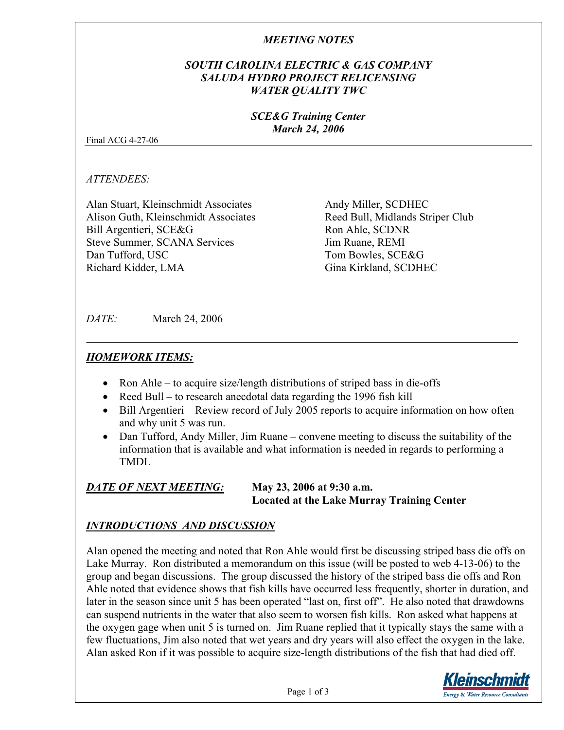*MEETING NOTES*

*SOUTH CAROLINA ELECTRIC & GAS COMPANY*
*SALUDA HYDRO PROJECT RELICENSING*
*WATER QUALITY TWC*

*SCE&G Training Center*
*March 24, 2006*

Final ACG 4-27-06

*ATTENDEES:*

Alan Stuart, Kleinschmidt Associates
Alison Guth, Kleinschmidt Associates
Bill Argentieri, SCE&G
Steve Summer, SCANA Services
Dan Tufford, USC
Richard Kidder, LMA
Andy Miller, SCDHEC
Reed Bull, Midlands Striper Club
Ron Ahle, SCDNR
Jim Ruane, REMI
Tom Bowles, SCE&G
Gina Kirkland, SCDHEC

*DATE:* March 24, 2006

## ***HOMEWORK ITEMS:***

- Ron Ahle – to acquire size/length distributions of striped bass in die-offs
- Reed Bull – to research anecdotal data regarding the 1996 fish kill
- Bill Argentieri – Review record of July 2005 reports to acquire information on how often and why unit 5 was run.
- Dan Tufford, Andy Miller, Jim Ruane – convene meeting to discuss the suitability of the information that is available and what information is needed in regards to performing a TMDL

***DATE OF NEXT MEETING:*** **May 23, 2006 at 9:30 a.m.**
**Located at the Lake Murray Training Center**

## ***INTRODUCTIONS AND DISCUSSION***

Alan opened the meeting and noted that Ron Ahle would first be discussing striped bass die offs on Lake Murray. Ron distributed a memorandum on this issue (will be posted to web 4-13-06) to the group and began discussions. The group discussed the history of the striped bass die offs and Ron Ahle noted that evidence shows that fish kills have occurred less frequently, shorter in duration, and later in the season since unit 5 has been operated "last on, first off". He also noted that drawdowns can suspend nutrients in the water that also seem to worsen fish kills. Ron asked what happens at the oxygen gage when unit 5 is turned on. Jim Ruane replied that it typically stays the same with a few fluctuations, Jim also noted that wet years and dry years will also effect the oxygen in the lake. Alan asked Ron if it was possible to acquire size-length distributions of the fish that had died off.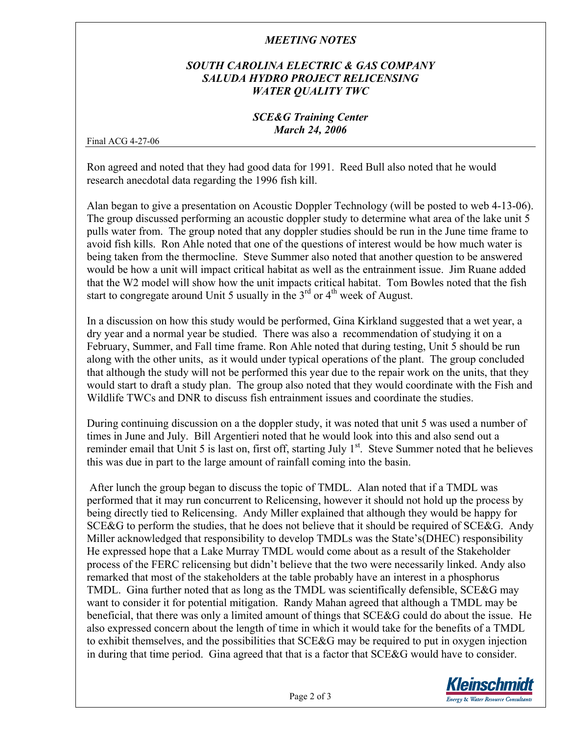# MEETING NOTES

## SOUTH CAROLINA ELECTRIC & GAS COMPANY
## SALUDA HYDRO PROJECT RELICENSING
## WATER QUALITY TWC

### SCE&G Training Center
### March 24, 2006

Final ACG 4-27-06

Ron agreed and noted that they had good data for 1991. Reed Bull also noted that he would research anecdotal data regarding the 1996 fish kill.

Alan began to give a presentation on Acoustic Doppler Technology (will be posted to web 4-13-06). The group discussed performing an acoustic doppler study to determine what area of the lake unit 5 pulls water from. The group noted that any doppler studies should be run in the June time frame to avoid fish kills. Ron Ahle noted that one of the questions of interest would be how much water is being taken from the thermocline. Steve Summer also noted that another question to be answered would be how a unit will impact critical habitat as well as the entrainment issue. Jim Ruane added that the W2 model will show how the unit impacts critical habitat. Tom Bowles noted that the fish start to congregate around Unit 5 usually in the 3rd or 4th week of August.

In a discussion on how this study would be performed, Gina Kirkland suggested that a wet year, a dry year and a normal year be studied. There was also a recommendation of studying it on a February, Summer, and Fall time frame. Ron Ahle noted that during testing, Unit 5 should be run along with the other units, as it would under typical operations of the plant. The group concluded that although the study will not be performed this year due to the repair work on the units, that they would start to draft a study plan. The group also noted that they would coordinate with the Fish and Wildlife TWCs and DNR to discuss fish entrainment issues and coordinate the studies.

During continuing discussion on a the doppler study, it was noted that unit 5 was used a number of times in June and July. Bill Argentieri noted that he would look into this and also send out a reminder email that Unit 5 is last on, first off, starting July 1st. Steve Summer noted that he believes this was due in part to the large amount of rainfall coming into the basin.

After lunch the group began to discuss the topic of TMDL. Alan noted that if a TMDL was performed that it may run concurrent to Relicensing, however it should not hold up the process by being directly tied to Relicensing. Andy Miller explained that although they would be happy for SCE&G to perform the studies, that he does not believe that it should be required of SCE&G. Andy Miller acknowledged that responsibility to develop TMDLs was the State's(DHEC) responsibility He expressed hope that a Lake Murray TMDL would come about as a result of the Stakeholder process of the FERC relicensing but didn't believe that the two were necessarily linked. Andy also remarked that most of the stakeholders at the table probably have an interest in a phosphorus TMDL. Gina further noted that as long as the TMDL was scientifically defensible, SCE&G may want to consider it for potential mitigation. Randy Mahan agreed that although a TMDL may be beneficial, that there was only a limited amount of things that SCE&G could do about the issue. He also expressed concern about the length of time in which it would take for the benefits of a TMDL to exhibit themselves, and the possibilities that SCE&G may be required to put in oxygen injection in during that time period. Gina agreed that that is a factor that SCE&G would have to consider.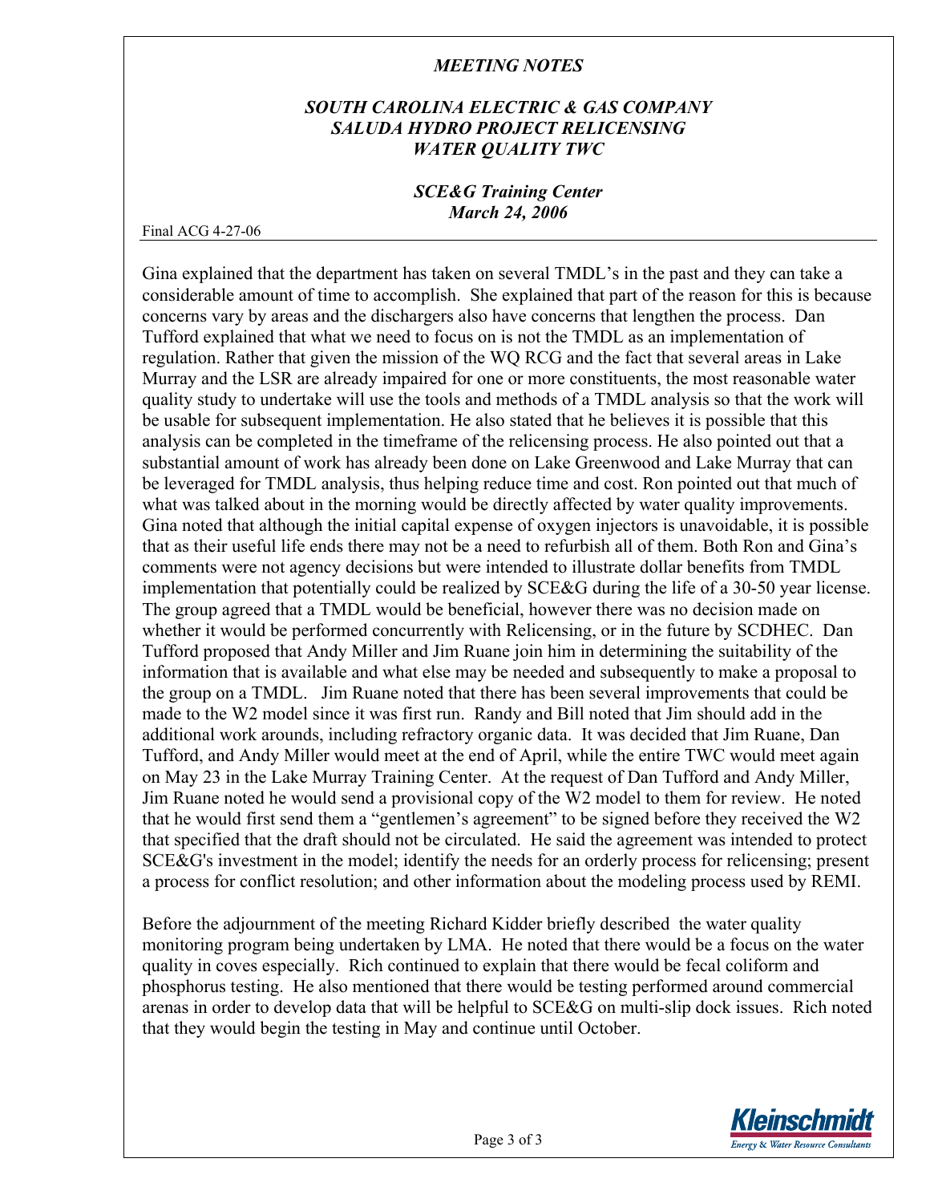*MEETING NOTES*

***SOUTH CAROLINA ELECTRIC & GAS COMPANY***
***SALUDA HYDRO PROJECT RELICENSING***
***WATER QUALITY TWC***

***SCE&G Training Center***
***March 24, 2006***

Final ACG 4-27-06

Gina explained that the department has taken on several TMDL's in the past and they can take a considerable amount of time to accomplish. She explained that part of the reason for this is because concerns vary by areas and the dischargers also have concerns that lengthen the process. Dan Tufford explained that what we need to focus on is not the TMDL as an implementation of regulation. Rather that given the mission of the WQ RCG and the fact that several areas in Lake Murray and the LSR are already impaired for one or more constituents, the most reasonable water quality study to undertake will use the tools and methods of a TMDL analysis so that the work will be usable for subsequent implementation. He also stated that he believes it is possible that this analysis can be completed in the timeframe of the relicensing process. He also pointed out that a substantial amount of work has already been done on Lake Greenwood and Lake Murray that can be leveraged for TMDL analysis, thus helping reduce time and cost. Ron pointed out that much of what was talked about in the morning would be directly affected by water quality improvements. Gina noted that although the initial capital expense of oxygen injectors is unavoidable, it is possible that as their useful life ends there may not be a need to refurbish all of them. Both Ron and Gina's comments were not agency decisions but were intended to illustrate dollar benefits from TMDL implementation that potentially could be realized by SCE&G during the life of a 30-50 year license. The group agreed that a TMDL would be beneficial, however there was no decision made on whether it would be performed concurrently with Relicensing, or in the future by SCDHEC. Dan Tufford proposed that Andy Miller and Jim Ruane join him in determining the suitability of the information that is available and what else may be needed and subsequently to make a proposal to the group on a TMDL. Jim Ruane noted that there has been several improvements that could be made to the W2 model since it was first run. Randy and Bill noted that Jim should add in the additional work arounds, including refractory organic data. It was decided that Jim Ruane, Dan Tufford, and Andy Miller would meet at the end of April, while the entire TWC would meet again on May 23 in the Lake Murray Training Center. At the request of Dan Tufford and Andy Miller, Jim Ruane noted he would send a provisional copy of the W2 model to them for review. He noted that he would first send them a "gentlemen's agreement" to be signed before they received the W2 that specified that the draft should not be circulated. He said the agreement was intended to protect SCE&G's investment in the model; identify the needs for an orderly process for relicensing; present a process for conflict resolution; and other information about the modeling process used by REMI.

Before the adjournment of the meeting Richard Kidder briefly described the water quality monitoring program being undertaken by LMA. He noted that there would be a focus on the water quality in coves especially. Rich continued to explain that there would be fecal coliform and phosphorus testing. He also mentioned that there would be testing performed around commercial arenas in order to develop data that will be helpful to SCE&G on multi-slip dock issues. Rich noted that they would begin the testing in May and continue until October.